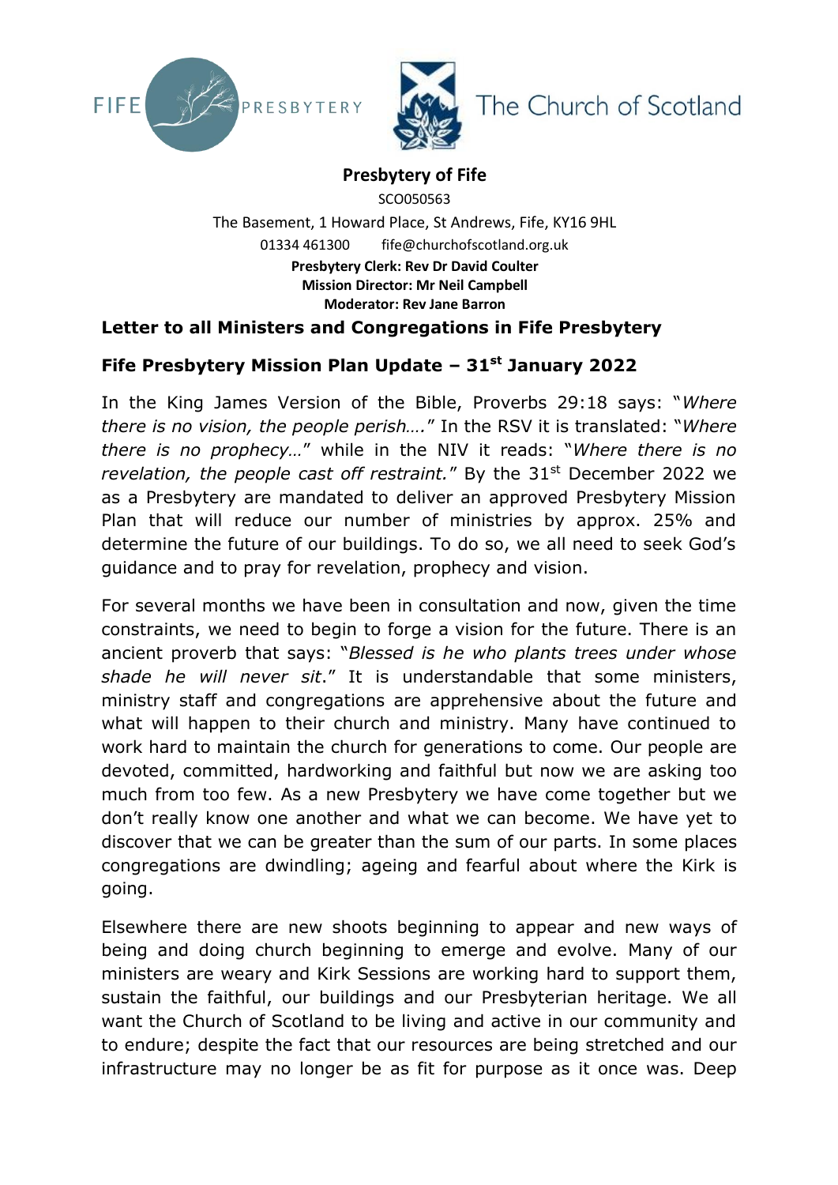FIFE PRESBYTERY

The Church of Scotland

**Presbytery of Fife**

SCO050563

The Basement, 1 Howard Place, St Andrews, Fife, KY16 9HL

01334 461300 fife@churchofscotland.org.uk

**Presbytery Clerk: Rev Dr David Coulter**
**Mission Director: Mr Neil Campbell**
**Moderator: Rev Jane Barron**

## Letter to all Ministers and Congregations in Fife Presbytery

## Fife Presbytery Mission Plan Update – 31st January 2022

In the King James Version of the Bible, Proverbs 29:18 says: "*Where there is no vision, the people perish….*" In the RSV it is translated: "*Where there is no prophecy…*" while in the NIV it reads: "*Where there is no revelation, the people cast off restraint.*" By the 31st December 2022 we as a Presbytery are mandated to deliver an approved Presbytery Mission Plan that will reduce our number of ministries by approx. 25% and determine the future of our buildings. To do so, we all need to seek God's guidance and to pray for revelation, prophecy and vision.

For several months we have been in consultation and now, given the time constraints, we need to begin to forge a vision for the future. There is an ancient proverb that says: "*Blessed is he who plants trees under whose shade he will never sit*." It is understandable that some ministers, ministry staff and congregations are apprehensive about the future and what will happen to their church and ministry. Many have continued to work hard to maintain the church for generations to come. Our people are devoted, committed, hardworking and faithful but now we are asking too much from too few. As a new Presbytery we have come together but we don't really know one another and what we can become. We have yet to discover that we can be greater than the sum of our parts. In some places congregations are dwindling; ageing and fearful about where the Kirk is going.

Elsewhere there are new shoots beginning to appear and new ways of being and doing church beginning to emerge and evolve. Many of our ministers are weary and Kirk Sessions are working hard to support them, sustain the faithful, our buildings and our Presbyterian heritage. We all want the Church of Scotland to be living and active in our community and to endure; despite the fact that our resources are being stretched and our infrastructure may no longer be as fit for purpose as it once was. Deep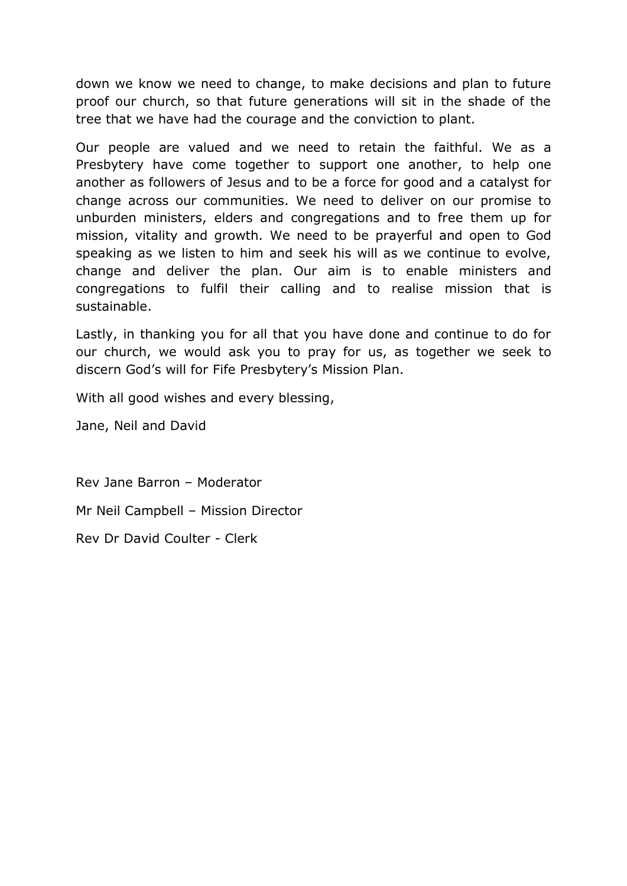down we know we need to change, to make decisions and plan to future proof our church, so that future generations will sit in the shade of the tree that we have had the courage and the conviction to plant.

Our people are valued and we need to retain the faithful. We as a Presbytery have come together to support one another, to help one another as followers of Jesus and to be a force for good and a catalyst for change across our communities. We need to deliver on our promise to unburden ministers, elders and congregations and to free them up for mission, vitality and growth. We need to be prayerful and open to God speaking as we listen to him and seek his will as we continue to evolve, change and deliver the plan. Our aim is to enable ministers and congregations to fulfil their calling and to realise mission that is sustainable.

Lastly, in thanking you for all that you have done and continue to do for our church, we would ask you to pray for us, as together we seek to discern God's will for Fife Presbytery's Mission Plan.

With all good wishes and every blessing,

Jane, Neil and David

Rev Jane Barron – Moderator

Mr Neil Campbell – Mission Director

Rev Dr David Coulter - Clerk